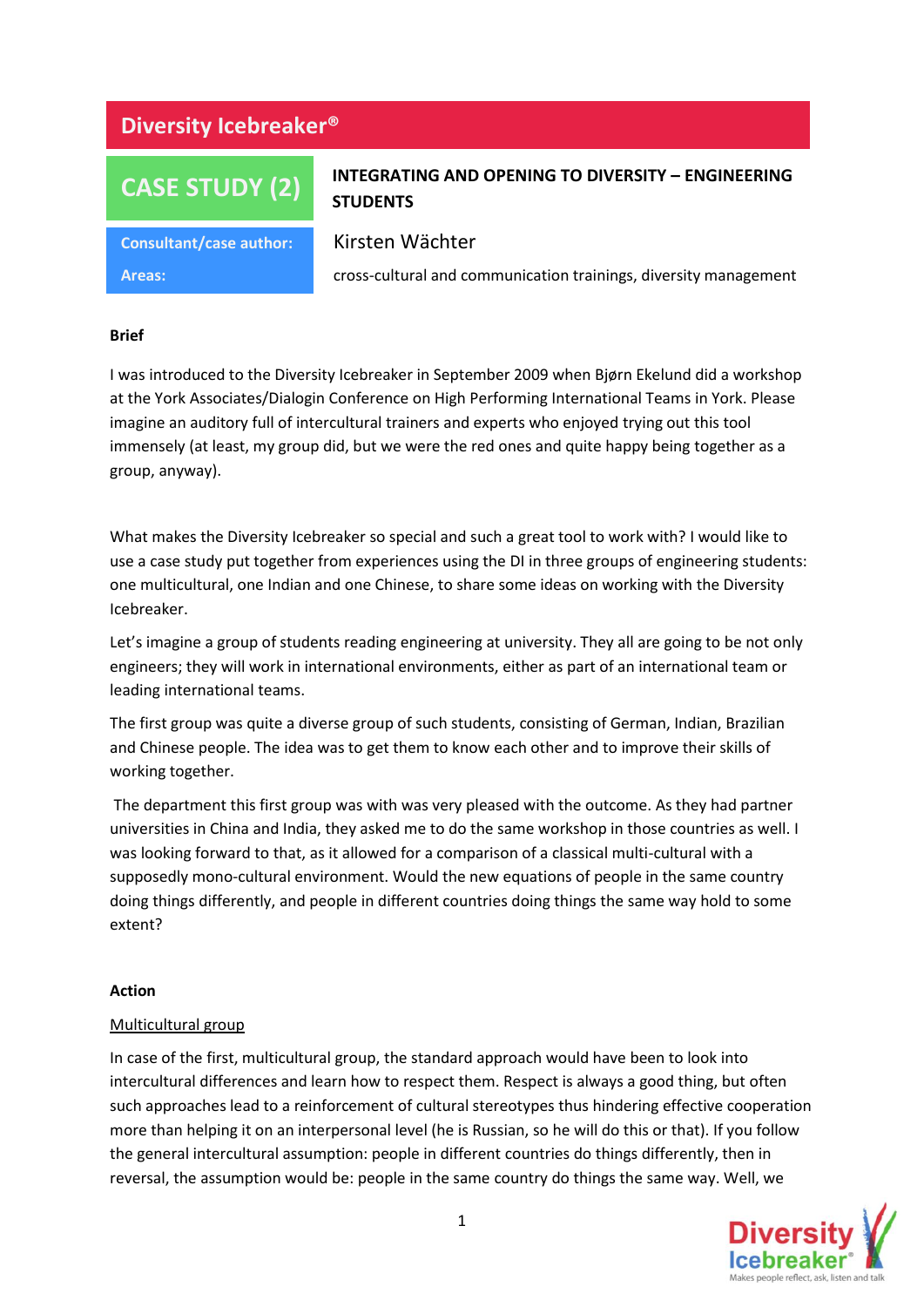# Diversity Icebreaker®

## CASE STUDY (2)

**INTEGRATING AND OPENING TO DIVERSITY – ENGINEERING STUDENTS**

| | |
|---|---|
| **Consultant/case author:** | Kirsten Wächter |
| **Areas:** | cross-cultural and communication trainings, diversity management |

**Brief**

I was introduced to the Diversity Icebreaker in September 2009 when Bjørn Ekelund did a workshop at the York Associates/Dialogin Conference on High Performing International Teams in York. Please imagine an auditory full of intercultural trainers and experts who enjoyed trying out this tool immensely (at least, my group did, but we were the red ones and quite happy being together as a group, anyway).

What makes the Diversity Icebreaker so special and such a great tool to work with? I would like to use a case study put together from experiences using the DI in three groups of engineering students: one multicultural, one Indian and one Chinese, to share some ideas on working with the Diversity Icebreaker.

Let's imagine a group of students reading engineering at university. They all are going to be not only engineers; they will work in international environments, either as part of an international team or leading international teams.

The first group was quite a diverse group of such students, consisting of German, Indian, Brazilian and Chinese people. The idea was to get them to know each other and to improve their skills of working together.

The department this first group was with was very pleased with the outcome. As they had partner universities in China and India, they asked me to do the same workshop in those countries as well. I was looking forward to that, as it allowed for a comparison of a classical multi-cultural with a supposedly mono-cultural environment. Would the new equations of people in the same country doing things differently, and people in different countries doing things the same way hold to some extent?

**Action**

Multicultural group

In case of the first, multicultural group, the standard approach would have been to look into intercultural differences and learn how to respect them. Respect is always a good thing, but often such approaches lead to a reinforcement of cultural stereotypes thus hindering effective cooperation more than helping it on an interpersonal level (he is Russian, so he will do this or that). If you follow the general intercultural assumption: people in different countries do things differently, then in reversal, the assumption would be: people in the same country do things the same way. Well, we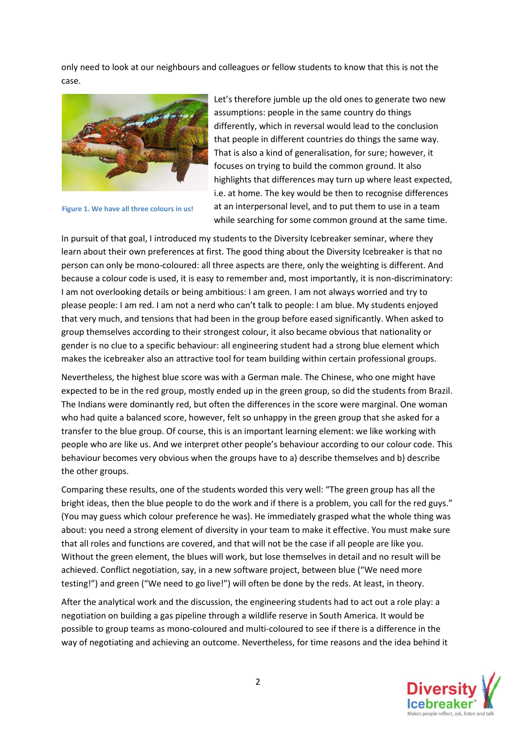only need to look at our neighbours and colleagues or fellow students to know that this is not the case.

Figure 1. We have all three colours in us!

Let's therefore jumble up the old ones to generate two new assumptions: people in the same country do things differently, which in reversal would lead to the conclusion that people in different countries do things the same way. That is also a kind of generalisation, for sure; however, it focuses on trying to build the common ground. It also highlights that differences may turn up where least expected, i.e. at home. The key would be then to recognise differences at an interpersonal level, and to put them to use in a team while searching for some common ground at the same time.

In pursuit of that goal, I introduced my students to the Diversity Icebreaker seminar, where they learn about their own preferences at first. The good thing about the Diversity Icebreaker is that no person can only be mono-coloured: all three aspects are there, only the weighting is different. And because a colour code is used, it is easy to remember and, most importantly, it is non-discriminatory: I am not overlooking details or being ambitious: I am green. I am not always worried and try to please people: I am red. I am not a nerd who can't talk to people: I am blue. My students enjoyed that very much, and tensions that had been in the group before eased significantly. When asked to group themselves according to their strongest colour, it also became obvious that nationality or gender is no clue to a specific behaviour: all engineering student had a strong blue element which makes the icebreaker also an attractive tool for team building within certain professional groups.

Nevertheless, the highest blue score was with a German male. The Chinese, who one might have expected to be in the red group, mostly ended up in the green group, so did the students from Brazil. The Indians were dominantly red, but often the differences in the score were marginal. One woman who had quite a balanced score, however, felt so unhappy in the green group that she asked for a transfer to the blue group. Of course, this is an important learning element: we like working with people who are like us. And we interpret other people's behaviour according to our colour code. This behaviour becomes very obvious when the groups have to a) describe themselves and b) describe the other groups.

Comparing these results, one of the students worded this very well: "The green group has all the bright ideas, then the blue people to do the work and if there is a problem, you call for the red guys." (You may guess which colour preference he was). He immediately grasped what the whole thing was about: you need a strong element of diversity in your team to make it effective. You must make sure that all roles and functions are covered, and that will not be the case if all people are like you. Without the green element, the blues will work, but lose themselves in detail and no result will be achieved. Conflict negotiation, say, in a new software project, between blue ("We need more testing!") and green ("We need to go live!") will often be done by the reds. At least, in theory.

After the analytical work and the discussion, the engineering students had to act out a role play: a negotiation on building a gas pipeline through a wildlife reserve in South America. It would be possible to group teams as mono-coloured and multi-coloured to see if there is a difference in the way of negotiating and achieving an outcome. Nevertheless, for time reasons and the idea behind it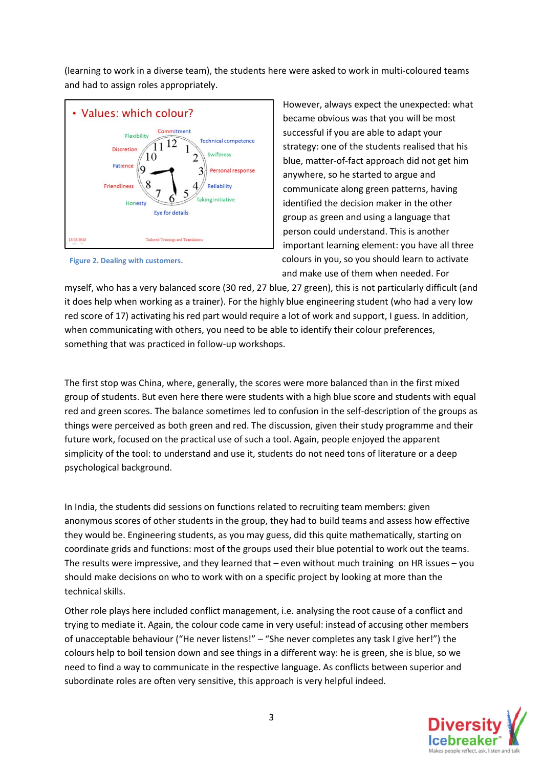(learning to work in a diverse team), the students here were asked to work in multi-coloured teams and had to assign roles appropriately.

Figure 2. Dealing with customers.

However, always expect the unexpected: what became obvious was that you will be most successful if you are able to adapt your strategy: one of the students realised that his blue, matter-of-fact approach did not get him anywhere, so he started to argue and communicate along green patterns, having identified the decision maker in the other group as green and using a language that person could understand. This is another important learning element: you have all three colours in you, so you should learn to activate and make use of them when needed. For myself, who has a very balanced score (30 red, 27 blue, 27 green), this is not particularly difficult (and it does help when working as a trainer). For the highly blue engineering student (who had a very low red score of 17) activating his red part would require a lot of work and support, I guess. In addition, when communicating with others, you need to be able to identify their colour preferences, something that was practiced in follow-up workshops.

The first stop was China, where, generally, the scores were more balanced than in the first mixed group of students. But even here there were students with a high blue score and students with equal red and green scores. The balance sometimes led to confusion in the self-description of the groups as things were perceived as both green and red. The discussion, given their study programme and their future work, focused on the practical use of such a tool. Again, people enjoyed the apparent simplicity of the tool: to understand and use it, students do not need tons of literature or a deep psychological background.

In India, the students did sessions on functions related to recruiting team members: given anonymous scores of other students in the group, they had to build teams and assess how effective they would be. Engineering students, as you may guess, did this quite mathematically, starting on coordinate grids and functions: most of the groups used their blue potential to work out the teams. The results were impressive, and they learned that – even without much training on HR issues – you should make decisions on who to work with on a specific project by looking at more than the technical skills.

Other role plays here included conflict management, i.e. analysing the root cause of a conflict and trying to mediate it. Again, the colour code came in very useful: instead of accusing other members of unacceptable behaviour ("He never listens!" – "She never completes any task I give her!") the colours help to boil tension down and see things in a different way: he is green, she is blue, so we need to find a way to communicate in the respective language. As conflicts between superior and subordinate roles are often very sensitive, this approach is very helpful indeed.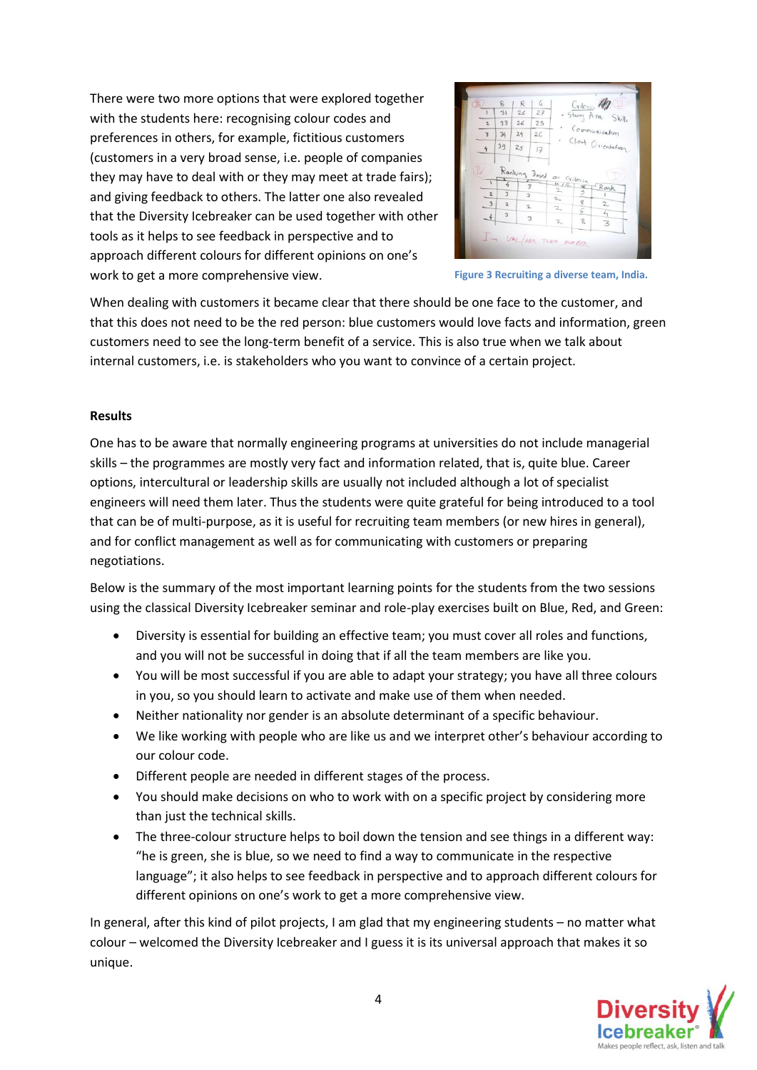There were two more options that were explored together with the students here: recognising colour codes and preferences in others, for example, fictitious customers (customers in a very broad sense, i.e. people of companies they may have to deal with or they may meet at trade fairs); and giving feedback to others. The latter one also revealed that the Diversity Icebreaker can be used together with other tools as it helps to see feedback in perspective and to approach different colours for different opinions on one's work to get a more comprehensive view.

Figure 3 Recruiting a diverse team, India.

When dealing with customers it became clear that there should be one face to the customer, and that this does not need to be the red person: blue customers would love facts and information, green customers need to see the long-term benefit of a service. This is also true when we talk about internal customers, i.e. is stakeholders who you want to convince of a certain project.

**Results**

One has to be aware that normally engineering programs at universities do not include managerial skills – the programmes are mostly very fact and information related, that is, quite blue. Career options, intercultural or leadership skills are usually not included although a lot of specialist engineers will need them later. Thus the students were quite grateful for being introduced to a tool that can be of multi-purpose, as it is useful for recruiting team members (or new hires in general), and for conflict management as well as for communicating with customers or preparing negotiations.

Below is the summary of the most important learning points for the students from the two sessions using the classical Diversity Icebreaker seminar and role-play exercises built on Blue, Red, and Green:

- Diversity is essential for building an effective team; you must cover all roles and functions, and you will not be successful in doing that if all the team members are like you.
- You will be most successful if you are able to adapt your strategy; you have all three colours in you, so you should learn to activate and make use of them when needed.
- Neither nationality nor gender is an absolute determinant of a specific behaviour.
- We like working with people who are like us and we interpret other's behaviour according to our colour code.
- Different people are needed in different stages of the process.
- You should make decisions on who to work with on a specific project by considering more than just the technical skills.
- The three-colour structure helps to boil down the tension and see things in a different way: "he is green, she is blue, so we need to find a way to communicate in the respective language"; it also helps to see feedback in perspective and to approach different colours for different opinions on one's work to get a more comprehensive view.

In general, after this kind of pilot projects, I am glad that my engineering students – no matter what colour – welcomed the Diversity Icebreaker and I guess it is its universal approach that makes it so unique.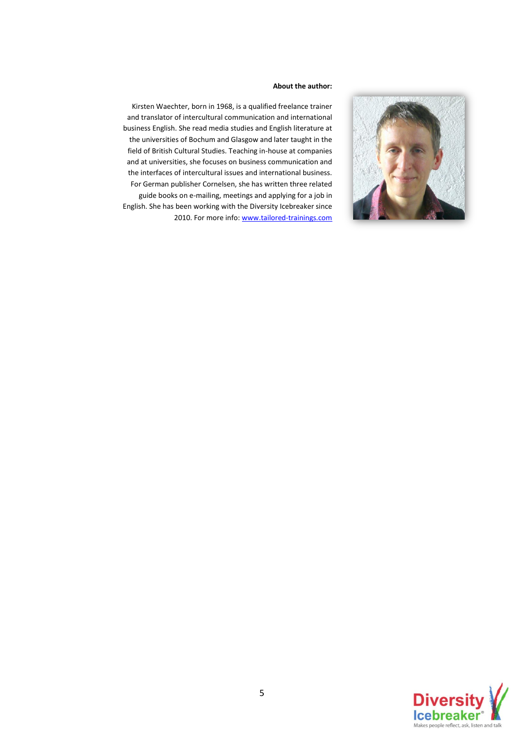**About the author:**

Kirsten Waechter, born in 1968, is a qualified freelance trainer and translator of intercultural communication and international business English. She read media studies and English literature at the universities of Bochum and Glasgow and later taught in the field of British Cultural Studies. Teaching in-house at companies and at universities, she focuses on business communication and the interfaces of intercultural issues and international business. For German publisher Cornelsen, she has written three related guide books on e-mailing, meetings and applying for a job in English. She has been working with the Diversity Icebreaker since 2010. For more info: [www.tailored-trainings.com](http://www.tailored-trainings.com)